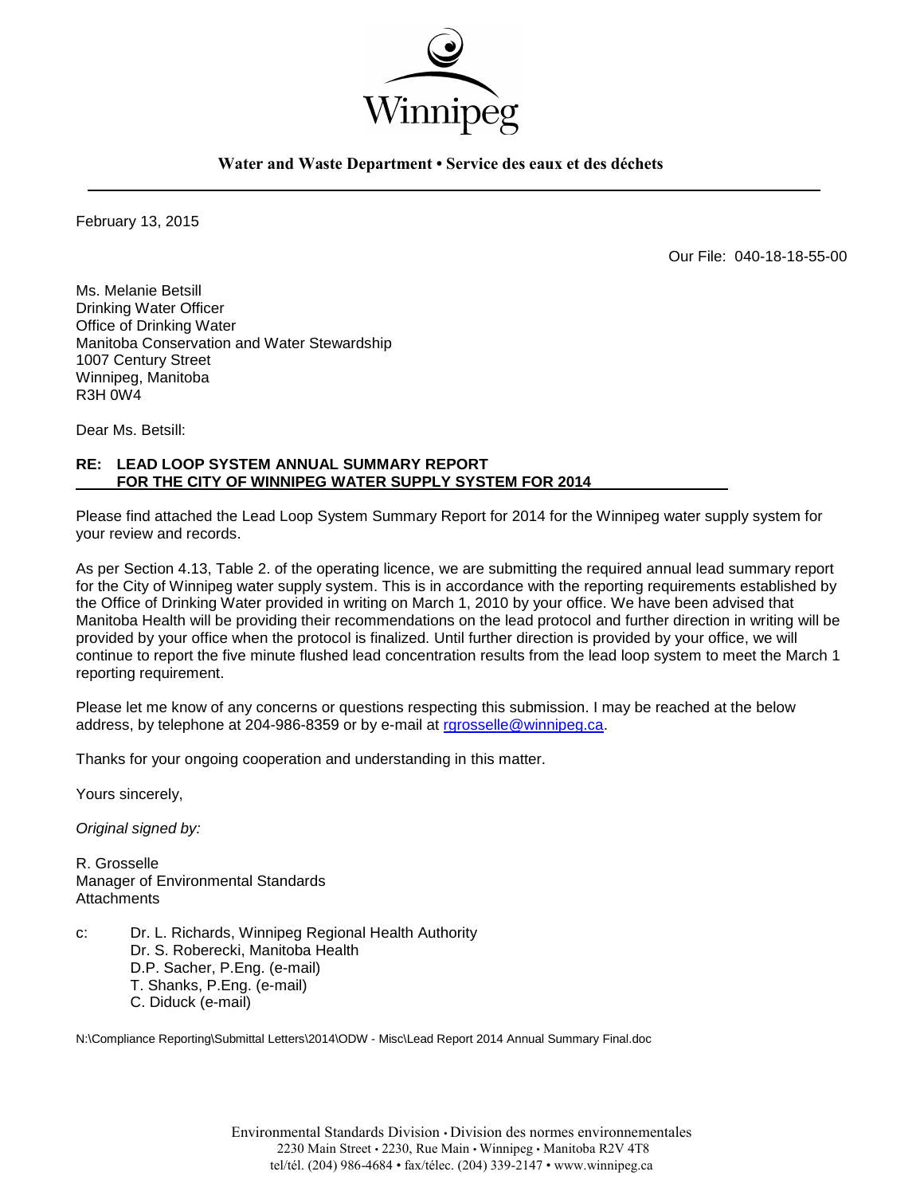Winnipeg

**Water and Waste Department • Service des eaux et des déchets**

February 13, 2015

Our File: 040-18-18-55-00

Ms. Melanie Betsill
Drinking Water Officer
Office of Drinking Water
Manitoba Conservation and Water Stewardship
1007 Century Street
Winnipeg, Manitoba
R3H 0W4

Dear Ms. Betsill:

**RE: LEAD LOOP SYSTEM ANNUAL SUMMARY REPORT FOR THE CITY OF WINNIPEG WATER SUPPLY SYSTEM FOR 2014**

Please find attached the Lead Loop System Summary Report for 2014 for the Winnipeg water supply system for your review and records.

As per Section 4.13, Table 2. of the operating licence, we are submitting the required annual lead summary report for the City of Winnipeg water supply system. This is in accordance with the reporting requirements established by the Office of Drinking Water provided in writing on March 1, 2010 by your office. We have been advised that Manitoba Health will be providing their recommendations on the lead protocol and further direction in writing will be provided by your office when the protocol is finalized. Until further direction is provided by your office, we will continue to report the five minute flushed lead concentration results from the lead loop system to meet the March 1 reporting requirement.

Please let me know of any concerns or questions respecting this submission. I may be reached at the below address, by telephone at 204-986-8359 or by e-mail at rgrosselle@winnipeg.ca.

Thanks for your ongoing cooperation and understanding in this matter.

Yours sincerely,

*Original signed by:*

R. Grosselle
Manager of Environmental Standards
Attachments

c: Dr. L. Richards, Winnipeg Regional Health Authority
Dr. S. Roberecki, Manitoba Health
D.P. Sacher, P.Eng. (e-mail)
T. Shanks, P.Eng. (e-mail)
C. Diduck (e-mail)

N:\Compliance Reporting\Submittal Letters\2014\ODW - Misc\Lead Report 2014 Annual Summary Final.doc

Environmental Standards Division • Division des normes environnementales
2230 Main Street • 2230, Rue Main • Winnipeg • Manitoba R2V 4T8
tel/tél. (204) 986-4684 • fax/télec. (204) 339-2147 • www.winnipeg.ca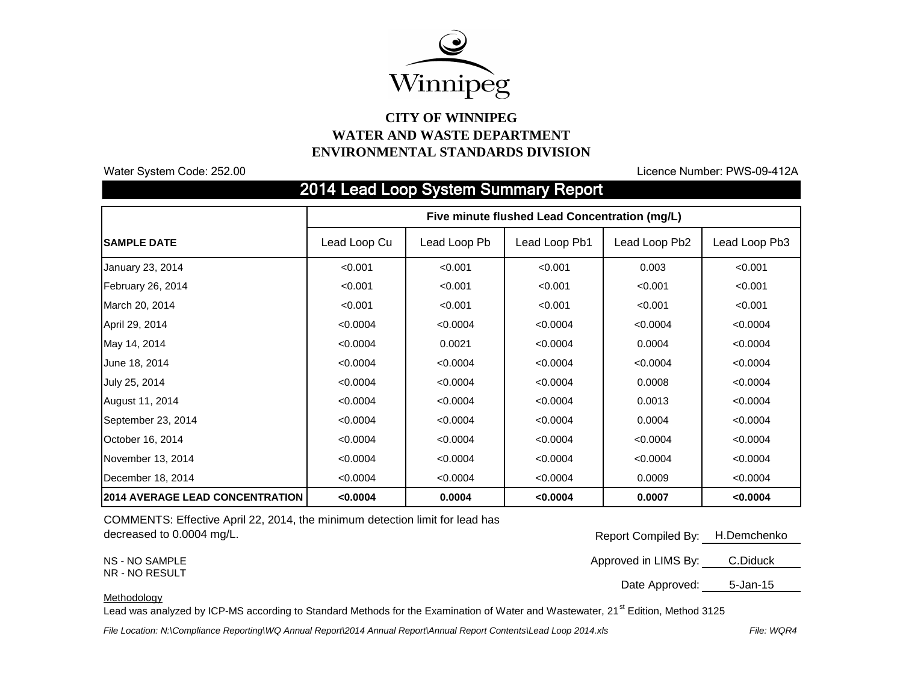Winnipeg

**CITY OF WINNIPEG**
**WATER AND WASTE DEPARTMENT**
**ENVIRONMENTAL STANDARDS DIVISION**

Water System Code: 252.00

Licence Number: PWS-09-412A

# 2014 Lead Loop System Summary Report

| | Five minute flushed Lead Concentration (mg/L) | | | | |
|---|---|---|---|---|---|
| **SAMPLE DATE** | Lead Loop Cu | Lead Loop Pb | Lead Loop Pb1 | Lead Loop Pb2 | Lead Loop Pb3 |
| January 23, 2014 | <0.001 | <0.001 | <0.001 | 0.003 | <0.001 |
| February 26, 2014 | <0.001 | <0.001 | <0.001 | <0.001 | <0.001 |
| March 20, 2014 | <0.001 | <0.001 | <0.001 | <0.001 | <0.001 |
| April 29, 2014 | <0.0004 | <0.0004 | <0.0004 | <0.0004 | <0.0004 |
| May 14, 2014 | <0.0004 | 0.0021 | <0.0004 | 0.0004 | <0.0004 |
| June 18, 2014 | <0.0004 | <0.0004 | <0.0004 | <0.0004 | <0.0004 |
| July 25, 2014 | <0.0004 | <0.0004 | <0.0004 | 0.0008 | <0.0004 |
| August 11, 2014 | <0.0004 | <0.0004 | <0.0004 | 0.0013 | <0.0004 |
| September 23, 2014 | <0.0004 | <0.0004 | <0.0004 | 0.0004 | <0.0004 |
| October 16, 2014 | <0.0004 | <0.0004 | <0.0004 | <0.0004 | <0.0004 |
| November 13, 2014 | <0.0004 | <0.0004 | <0.0004 | <0.0004 | <0.0004 |
| December 18, 2014 | <0.0004 | <0.0004 | <0.0004 | 0.0009 | <0.0004 |
| **2014 AVERAGE LEAD CONCENTRATION** | **<0.0004** | **0.0004** | **<0.0004** | **0.0007** | **<0.0004** |

COMMENTS: Effective April 22, 2014, the minimum detection limit for lead has decreased to 0.0004 mg/L.

NS - NO SAMPLE
NR - NO RESULT

Report Compiled By: H.Demchenko

Approved in LIMS By: C.Diduck

Date Approved: 5-Jan-15

Methodology

Lead was analyzed by ICP-MS according to Standard Methods for the Examination of Water and Wastewater, 21st Edition, Method 3125

*File Location: N:\Compliance Reporting\WQ Annual Report\2014 Annual Report\Annual Report Contents\Lead Loop 2014.xls*

*File: WQR4*